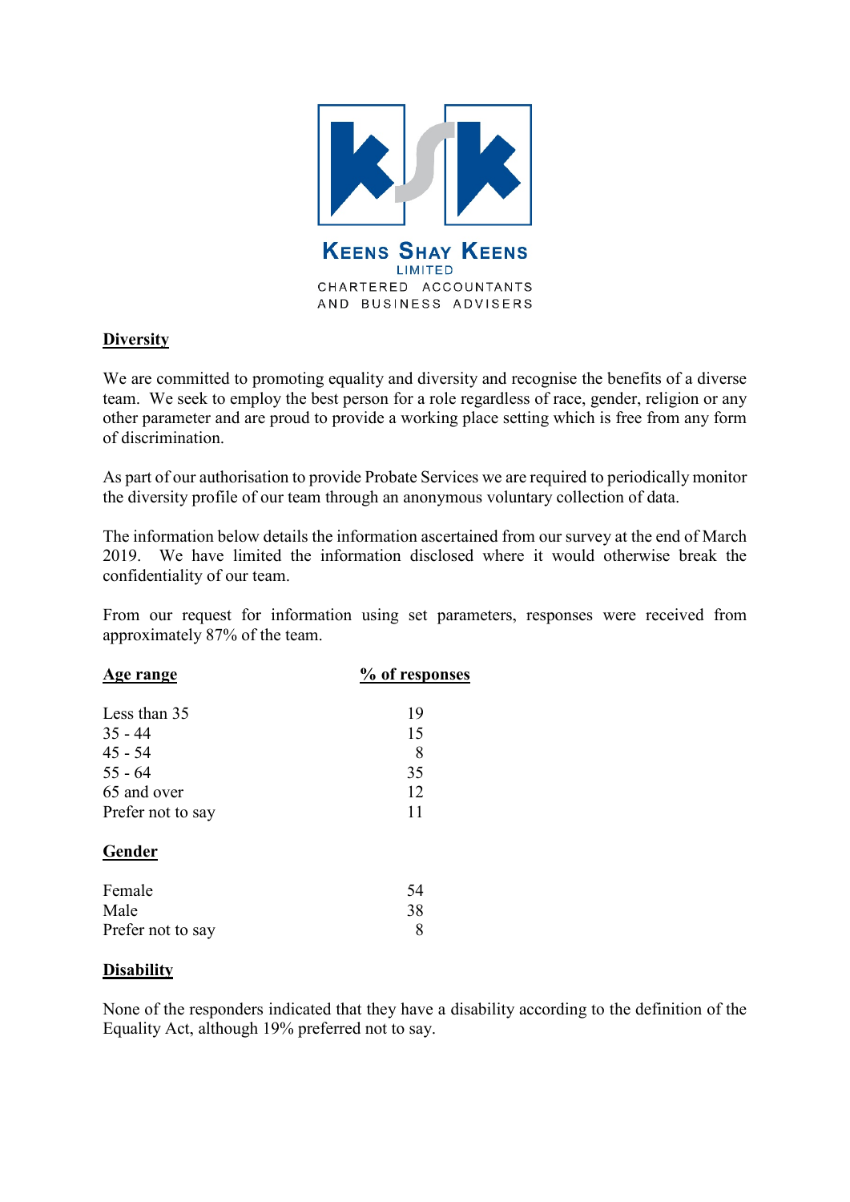KEENS SHAY KEENS
LIMITED
CHARTERED ACCOUNTANTS
AND BUSINESS ADVISERS

## Diversity

We are committed to promoting equality and diversity and recognise the benefits of a diverse team. We seek to employ the best person for a role regardless of race, gender, religion or any other parameter and are proud to provide a working place setting which is free from any form of discrimination.

As part of our authorisation to provide Probate Services we are required to periodically monitor the diversity profile of our team through an anonymous voluntary collection of data.

The information below details the information ascertained from our survey at the end of March 2019. We have limited the information disclosed where it would otherwise break the confidentiality of our team.

From our request for information using set parameters, responses were received from approximately 87% of the team.

| Age range | % of responses |
|---|---|
| Less than 35 | 19 |
| 35 - 44 | 15 |
| 45 - 54 | 8 |
| 55 - 64 | 35 |
| 65 and over | 12 |
| Prefer not to say | 11 |

## Gender

| | |
|---|---|
| Female | 54 |
| Male | 38 |
| Prefer not to say | 8 |

## Disability

None of the responders indicated that they have a disability according to the definition of the Equality Act, although 19% preferred not to say.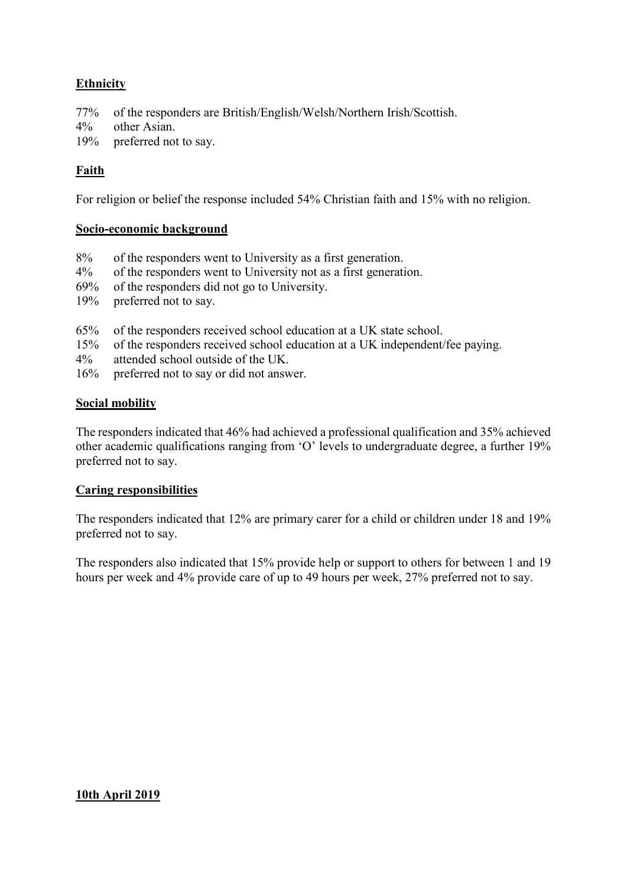**Ethnicity**

77% of the responders are British/English/Welsh/Northern Irish/Scottish.
4% other Asian.
19% preferred not to say.

**Faith**

For religion or belief the response included 54% Christian faith and 15% with no religion.

**Socio-economic background**

8% of the responders went to University as a first generation.
4% of the responders went to University not as a first generation.
69% of the responders did not go to University.
19% preferred not to say.

65% of the responders received school education at a UK state school.
15% of the responders received school education at a UK independent/fee paying.
4% attended school outside of the UK.
16% preferred not to say or did not answer.

**Social mobility**

The responders indicated that 46% had achieved a professional qualification and 35% achieved other academic qualifications ranging from 'O' levels to undergraduate degree, a further 19% preferred not to say.

**Caring responsibilities**

The responders indicated that 12% are primary carer for a child or children under 18 and 19% preferred not to say.

The responders also indicated that 15% provide help or support to others for between 1 and 19 hours per week and 4% provide care of up to 49 hours per week, 27% preferred not to say.

**10th April 2019**